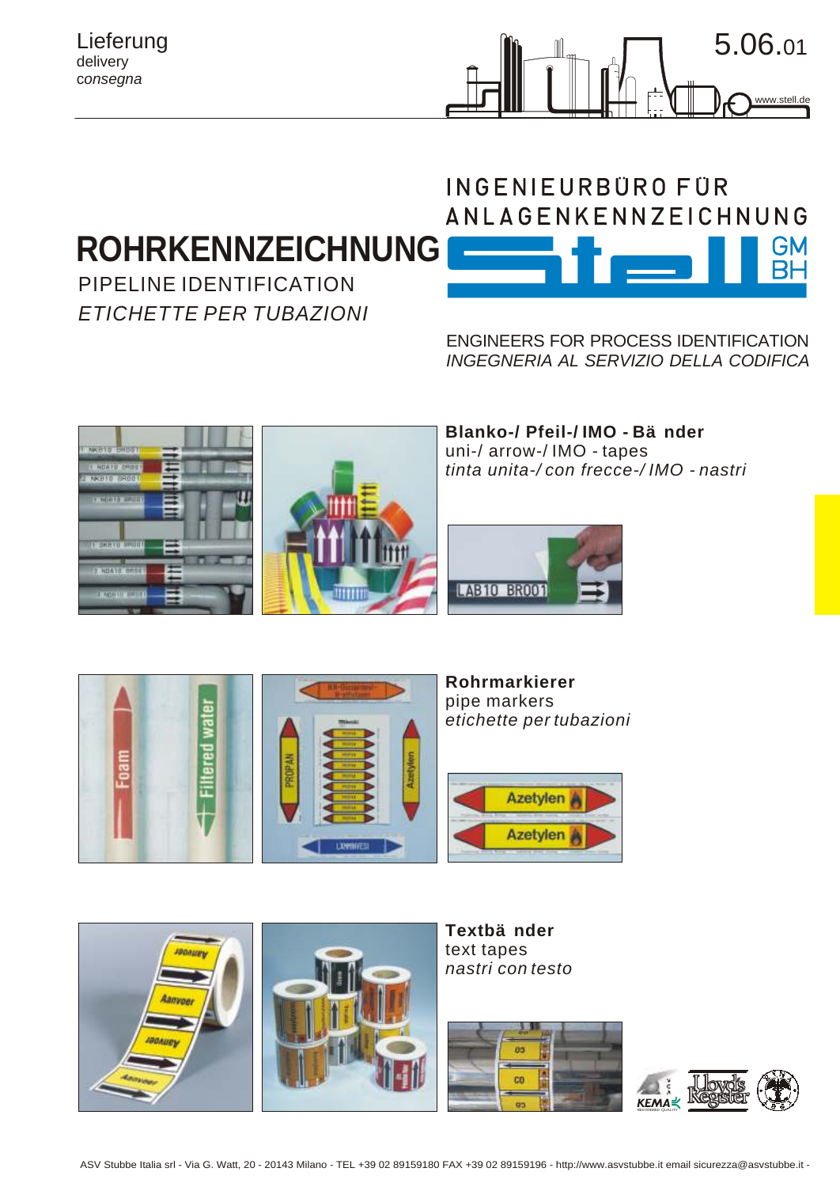Lieferung
delivery
*consegna*

5.06.01

INGENIEURBÜRO FÜR ANLAGENKENNZEICHNUNG

# ROHRKENNZEICHNUNG

PIPELINE IDENTIFICATION

*ETICHETTE PER TUBAZIONI*

ENGINEERS FOR PROCESS IDENTIFICATION
*INGEGNERIA AL SERVIZIO DELLA CODIFICA*

**Blanko-/ Pfeil-/ IMO - Bänder**
uni-/ arrow-/ IMO - tapes
*tinta unita-/ con frecce-/ IMO - nastri*

**Rohrmarkierer**
pipe markers
*etichette per tubazioni*

**Textbänder**
text tapes
*nastri con testo*

ASV Stubbe Italia srl - Via G. Watt, 20 - 20143 Milano - TEL +39 02 89159180 FAX +39 02 89159196 - http://www.asvstubbe.it email sicurezza@asvstubbe.it -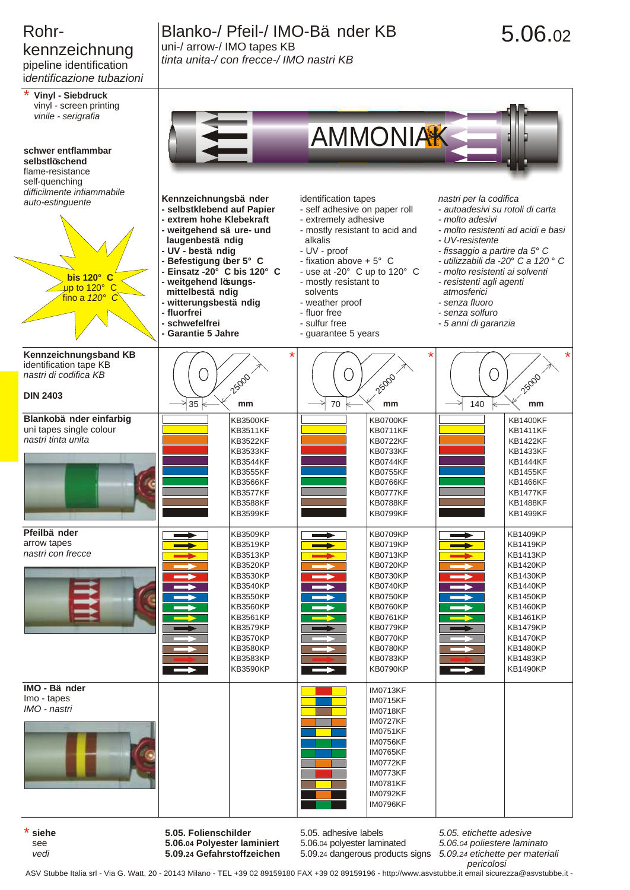# Rohrkennzeichnung

pipeline identification

*identificazione tubazioni*

## Blanko-/ Pfeil-/ IMO-Bänder KB

uni-/ arrow-/ IMO tapes KB

*tinta unita-/ con frecce-/ IMO nastri KB*

5.06.02

\* **Vinyl - Siebdruck**
vinyl - screen printing
*vinile - serigrafia*

**schwer entflammbar**
**selbstlöschend**
flame-resistance
self-quenching
*difficilmente infiammabile*
*auto-estinguente*

**bis 120° C**
up to 120° C
*fino a 120° C*

AMMONIAK

**Kennzeichnungsbänder**
- **selbstklebend auf Papier**
- **extrem hohe Klebekraft**
- **weitgehend säure- und laugenbeständig**
- **UV - beständig**
- **Befestigung über 5° C**
- **Einsatz -20° C bis 120° C**
- **weitgehend lösungsmittelbeständig**
- **witterungsbeständig**
- **fluorfrei**
- **schwefelfrei**
- **Garantie 5 Jahre**

identification tapes
- self adhesive on paper roll
- extremely adhesive
- mostly resistant to acid and alkalis
- UV - proof
- fixation above + 5° C
- use at -20° C up to 120° C
- mostly resistant to solvents
- weather proof
- fluor free
- sulfur free
- guarantee 5 years

*nastri per la codifica*
- *autoadesivi su rotoli di carta*
- *molto adesivi*
- *molto resistenti ad acidi e basi*
- *UV-resistente*
- *fissaggio a partire da 5° C*
- *utilizzabili da -20° C a 120° C*
- *molto resistenti ai solventi*
- *resistenti agli agenti atmosferici*
- *senza fluoro*
- *senza solfuro*
- *5 anni di garanzia*

**Kennzeichnungsband KB**
identification tape KB
*nastri di codifica KB*

**DIN 2403**

| | 35 × 25000 mm | 70 × 25000 mm | 140 × 25000 mm |
|---|---|---|---|
| **Blankobänder einfarbig** / uni tapes single colour / *nastri tinta unita* | KB3500KF | KB0700KF | KB1400KF |
| | KB3511KF | KB0711KF | KB1411KF |
| | KB3522KF | KB0722KF | KB1422KF |
| | KB3533KF | KB0733KF | KB1433KF |
| | KB3544KF | KB0744KF | KB1444KF |
| | KB3555KF | KB0755KF | KB1455KF |
| | KB3566KF | KB0766KF | KB1466KF |
| | KB3577KF | KB0777KF | KB1477KF |
| | KB3588KF | KB0788KF | KB1488KF |
| | KB3599KF | KB0799KF | KB1499KF |
| **Pfeilbänder** / arrow tapes / *nastri con frecce* | KB3509KP | KB0709KP | KB1409KP |
| | KB3519KP | KB0719KP | KB1419KP |
| | KB3513KP | KB0713KP | KB1413KP |
| | KB3520KP | KB0720KP | KB1420KP |
| | KB3530KP | KB0730KP | KB1430KP |
| | KB3540KP | KB0740KP | KB1440KP |
| | KB3550KP | KB0750KP | KB1450KP |
| | KB3560KP | KB0760KP | KB1460KP |
| | KB3561KP | KB0761KP | KB1461KP |
| | KB3579KP | KB0779KP | KB1479KP |
| | KB3570KP | KB0770KP | KB1470KP |
| | KB3580KP | KB0780KP | KB1480KP |
| | KB3583KP | KB0783KP | KB1483KP |
| | KB3590KP | KB0790KP | KB1490KP |
| **IMO - Bänder** / Imo - tapes / *IMO - nastri* | | IM0713KF | |
| | | IM0715KF | |
| | | IM0718KF | |
| | | IM0727KF | |
| | | IM0751KF | |
| | | IM0756KF | |
| | | IM0765KF | |
| | | IM0772KF | |
| | | IM0773KF | |
| | | IM0781KF | |
| | | IM0792KF | |
| | | IM0796KF | |

\* **siehe**
see
*vedi*

**5.05. Folienschilder**
**5.06.04 Polyester laminiert**
**5.09.24 Gefahrstoffzeichen**

5.05. adhesive labels
5.06.04 polyester laminated
5.09.24 dangerous products signs

*5.05. etichette adesive*
*5.06.04 poliestere laminato*
*5.09.24 etichette per materiali pericolosi*

ASV Stubbe Italia srl - Via G. Watt, 20 - 20143 Milano - TEL +39 02 89159180 FAX +39 02 89159196 - http://www.asvstubbe.it email sicurezza@asvstubbe.it -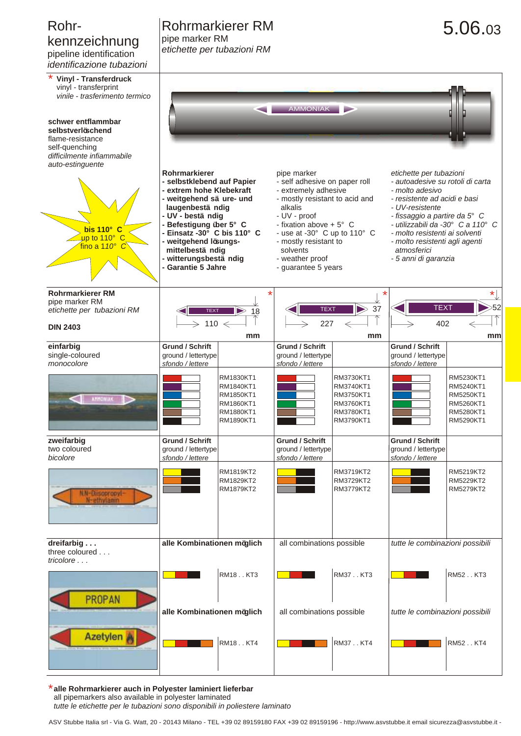# Rohrkennzeichnung
pipeline identification
*identificazione tubazioni*

## Rohrmarkierer RM
pipe marker RM
*etichette per tubazioni RM*

5.06.03

\* **Vinyl - Transferdruck**
vinyl - transferprint
*vinile - trasferimento termico*

**schwer entflammbar**
**selbstverlöschend**
flame-resistance
self-quenching
*difficilmente infiammabile*
*auto-estinguente*

**bis 110° C**
up to 110° C
*fino a 110° C*

AMMONIAK

**Rohrmarkierer**
- **selbstklebend auf Papier**
- **extrem hohe Klebekraft**
- **weitgehend säure- und laugenbeständig**
- **UV - beständig**
- **Befestigung über 5° C**
- **Einsatz -30° C bis 110° C**
- **weitgehend lösungsmittelbeständig**
- **witterungsbeständig**
- **Garantie 5 Jahre**

pipe marker
- self adhesive on paper roll
- extremely adhesive
- mostly resistant to acid and alkalis
- UV - proof
- fixation above + 5° C
- use at -30° C up to 110° C
- mostly resistant to solvents
- weather proof
- guarantee 5 years

*etichette per tubazioni*
- *autoadesive su rotoli di carta*
- *molto adesivo*
- *resistente ad acidi e basi*
- *UV-resistente*
- *fissaggio a partire da 5° C*
- *utilizzabili da -30° C a 110° C*
- *molto resistenti ai solventi*
- *molto resistenti agli agenti atmosferici*
- *5 anni di garanzia*

| **Rohrmarkierer RM**<br>pipe marker RM<br>*etichette per tubazioni RM*<br><br>**DIN 2403** | TEXT 18 / 110 mm \* | | TEXT 37 / 227 mm \* | | TEXT 52 / 402 mm \* | |
|---|---|---|---|---|---|---|
| **einfarbig**<br>single-coloured<br>*monocolore* | **Grund / Schrift**<br>ground / lettertype<br>*sfondo / lettere* | | **Grund / Schrift**<br>ground / lettertype<br>*sfondo / lettere* | | **Grund / Schrift**<br>ground / lettertype<br>*sfondo / lettere* | |
| AMMONIAK | red / white | RM1830KT1 | red / white | RM3730KT1 | red / white | RM5230KT1 |
| | violet / white | RM1840KT1 | violet / white | RM3740KT1 | violet / white | RM5240KT1 |
| | blue / white | RM1850KT1 | blue / white | RM3750KT1 | blue / white | RM5250KT1 |
| | green / white | RM1860KT1 | green / white | RM3760KT1 | green / white | RM5260KT1 |
| | brown / white | RM1880KT1 | brown / white | RM3780KT1 | brown / white | RM5280KT1 |
| | black / white | RM1890KT1 | black / white | RM3790KT1 | black / white | RM5290KT1 |
| **zweifarbig**<br>two coloured<br>*bicolore* | **Grund / Schrift**<br>ground / lettertype<br>*sfondo / lettere* | | **Grund / Schrift**<br>ground / lettertype<br>*sfondo / lettere* | | **Grund / Schrift**<br>ground / lettertype<br>*sfondo / lettere* | |
| N,N-Diisopropyl-N-ethylamin | yellow / black | RM1819KT2 | yellow / black | RM3719KT2 | yellow / black | RM5219KT2 |
| | orange / black | RM1829KT2 | orange / black | RM3729KT2 | orange / black | RM5229KT2 |
| | grey / black | RM1879KT2 | grey / black | RM3779KT2 | grey / black | RM5279KT2 |
| **dreifarbig . . .**<br>three coloured . . .<br>*tricolore . . .* | **alle Kombinationen möglich** | | all combinations possible | | *tutte le combinazioni possibili* | |
| PROPAN | yellow / red / black | RM18 . . KT3 | yellow / red / black | RM37 . . KT3 | yellow / red / black | RM52 . . KT3 |
| | **alle Kombinationen möglich** | | all combinations possible | | *tutte le combinazioni possibili* | |
| Azetylen | yellow / red / black / orange | RM18 . . KT4 | yellow / red / black / orange | RM37 . . KT4 | yellow / red / black / orange | RM52 . . KT4 |

\***alle Rohrmarkierer auch in Polyester laminiert lieferbar**
all pipemarkers also available in polyester laminated
*tutte le etichette per le tubazioni sono disponibili in poliestere laminato*

ASV Stubbe Italia srl - Via G. Watt, 20 - 20143 Milano - TEL +39 02 89159180 FAX +39 02 89159196 - http://www.asvstubbe.it email sicurezza@asvstubbe.it -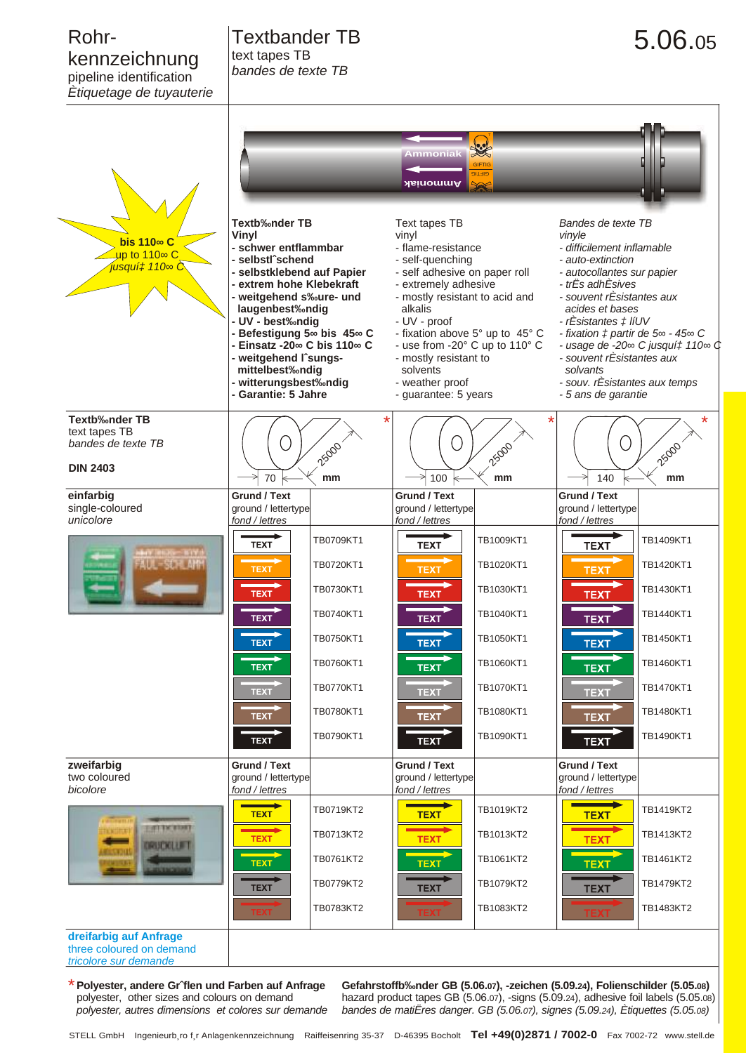# Rohrkennzeichnung
pipeline identification
*Ètiquetage de tuyauterie*

# Textbander TB
text tapes TB
*bandes de texte TB*

5.06.05

bis 110∞ C
up to 110∞ C
*jusqu‡ 110∞ C*

Ammoniak GIFTIG

**Textb‰nder TB**
**Vinyl**
- **schwer entflammbar**
- **selbstlˆschend**
- **selbstklebend auf Papier**
- **extrem hohe Klebekraft**
- **weitgehend s‰ure- und laugenbest‰ndig**
- **UV - best‰ndig**
- **Befestigung 5∞ bis 45∞ C**
- **Einsatz -20∞ C bis 110∞ C**
- **weitgehend lˆsungs-mittelbest‰ndig**
- **witterungsbest‰ndig**
- **Garantie: 5 Jahre**

Text tapes TB
vinyl
- flame-resistance
- self-quenching
- self adhesive on paper roll
- extremely adhesive
- mostly resistant to acid and alkalis
- UV - proof
- fixation above 5° up to 45° C
- use from -20° C up to 110° C
- mostly resistant to solvents
- weather proof
- guarantee: 5 years

*Bandes de texte TB*
*vinyle*
- *difficilement inflamable*
- *auto-extinction*
- *autocollantes sur papier*
- *trÈs adhÈsives*
- *souvent rÈsistantes aux acides et bases*
- *rÈsistantes ‡ líUV*
- *fixation ‡ partir de 5∞ - 45∞ C*
- *usage de -20∞ C jusqu‡ 110∞ C*
- *souvent rÈsistantes aux solvants*
- *souv. rÈsistantes aux temps*
- *5 ans de garantie*

**Textb‰nder TB**
text tapes TB
*bandes de texte TB*

**DIN 2403**

| | 70 / 25000 mm * | | 100 / 25000 mm * | | 140 / 25000 mm * | |
|---|---|---|---|---|---|---|
| **einfarbig** single-coloured *unicolore* | **Grund / Text** ground / lettertype *fond / lettres* | | **Grund / Text** ground / lettertype *fond / lettres* | | **Grund / Text** ground / lettertype *fond / lettres* | |
| | TEXT | TB0709KT1 | TEXT | TB1009KT1 | TEXT | TB1409KT1 |
| | TEXT | TB0720KT1 | TEXT | TB1020KT1 | TEXT | TB1420KT1 |
| | TEXT | TB0730KT1 | TEXT | TB1030KT1 | TEXT | TB1430KT1 |
| | TEXT | TB0740KT1 | TEXT | TB1040KT1 | TEXT | TB1440KT1 |
| | TEXT | TB0750KT1 | TEXT | TB1050KT1 | TEXT | TB1450KT1 |
| | TEXT | TB0760KT1 | TEXT | TB1060KT1 | TEXT | TB1460KT1 |
| | TEXT | TB0770KT1 | TEXT | TB1070KT1 | TEXT | TB1470KT1 |
| | TEXT | TB0780KT1 | TEXT | TB1080KT1 | TEXT | TB1480KT1 |
| | TEXT | TB0790KT1 | TEXT | TB1090KT1 | TEXT | TB1490KT1 |
| **zweifarbig** two coloured *bicolore* | **Grund / Text** ground / lettertype *fond / lettres* | | **Grund / Text** ground / lettertype *fond / lettres* | | **Grund / Text** ground / lettertype *fond / lettres* | |
| | TEXT | TB0719KT2 | TEXT | TB1019KT2 | TEXT | TB1419KT2 |
| | TEXT | TB0713KT2 | TEXT | TB1013KT2 | TEXT | TB1413KT2 |
| | TEXT | TB0761KT2 | TEXT | TB1061KT2 | TEXT | TB1461KT2 |
| | TEXT | TB0779KT2 | TEXT | TB1079KT2 | TEXT | TB1479KT2 |
| | TEXT | TB0783KT2 | TEXT | TB1083KT2 | TEXT | TB1483KT2 |
| **dreifarbig auf Anfrage** three coloured on demand *tricolore sur demande* | | | | | | |

\* **Polyester, andere Grˆflen und Farben auf Anfrage**
polyester, other sizes and colours on demand
*polyester, autres dimensions et colores sur demande*

**Gefahrstoffb‰nder GB (5.06.07), -zeichen (5.09.24), Folienschilder (5.05.08)**
hazard product tapes GB (5.06.07), -signs (5.09.24), adhesive foil labels (5.05.08)
*bandes de matiËres danger. GB (5.06.07), signes (5.09.24), Ètiquettes (5.05.08)*

STELL GmbH Ingenieurb¸ro f¸r Anlagenkennzeichnung Raiffeisenring 35-37 D-46395 Bocholt **Tel +49(0)2871 / 7002-0** Fax 7002-72 www.stell.de